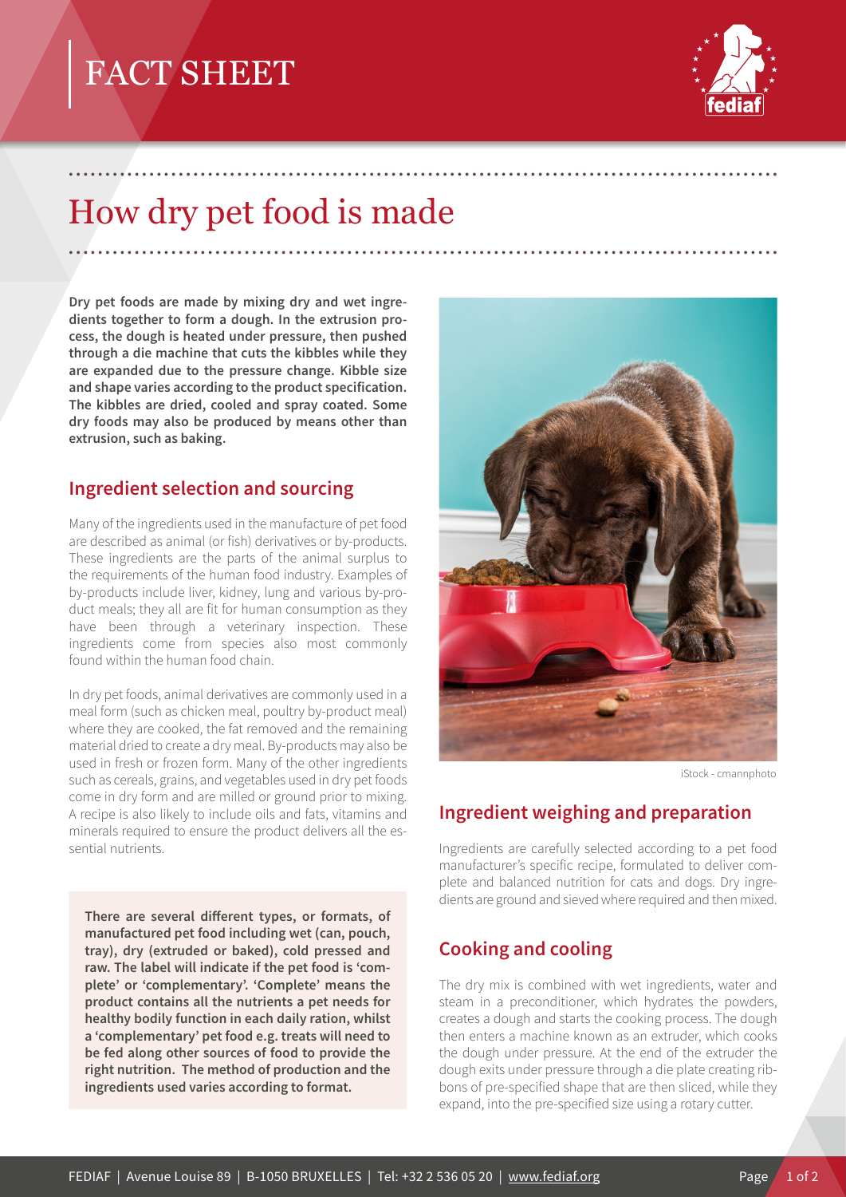# FACT SHEET

# How dry pet food is made

**Dry pet foods are made by mixing dry and wet ingredients together to form a dough. In the extrusion process, the dough is heated under pressure, then pushed through a die machine that cuts the kibbles while they are expanded due to the pressure change. Kibble size and shape varies according to the product specification. The kibbles are dried, cooled and spray coated. Some dry foods may also be produced by means other than extrusion, such as baking.**

## Ingredient selection and sourcing

Many of the ingredients used in the manufacture of pet food are described as animal (or fish) derivatives or by-products. These ingredients are the parts of the animal surplus to the requirements of the human food industry. Examples of by-products include liver, kidney, lung and various by-product meals; they all are fit for human consumption as they have been through a veterinary inspection. These ingredients come from species also most commonly found within the human food chain.

In dry pet foods, animal derivatives are commonly used in a meal form (such as chicken meal, poultry by-product meal) where they are cooked, the fat removed and the remaining material dried to create a dry meal. By-products may also be used in fresh or frozen form. Many of the other ingredients such as cereals, grains, and vegetables used in dry pet foods come in dry form and are milled or ground prior to mixing. A recipe is also likely to include oils and fats, vitamins and minerals required to ensure the product delivers all the essential nutrients.

**There are several different types, or formats, of manufactured pet food including wet (can, pouch, tray), dry (extruded or baked), cold pressed and raw. The label will indicate if the pet food is 'complete' or 'complementary'. 'Complete' means the product contains all the nutrients a pet needs for healthy bodily function in each daily ration, whilst a 'complementary' pet food e.g. treats will need to be fed along other sources of food to provide the right nutrition. The method of production and the ingredients used varies according to format.**

iStock - cmannphoto

## Ingredient weighing and preparation

Ingredients are carefully selected according to a pet food manufacturer's specific recipe, formulated to deliver complete and balanced nutrition for cats and dogs. Dry ingredients are ground and sieved where required and then mixed.

## Cooking and cooling

The dry mix is combined with wet ingredients, water and steam in a preconditioner, which hydrates the powders, creates a dough and starts the cooking process. The dough then enters a machine known as an extruder, which cooks the dough under pressure. At the end of the extruder the dough exits under pressure through a die plate creating ribbons of pre-specified shape that are then sliced, while they expand, into the pre-specified size using a rotary cutter.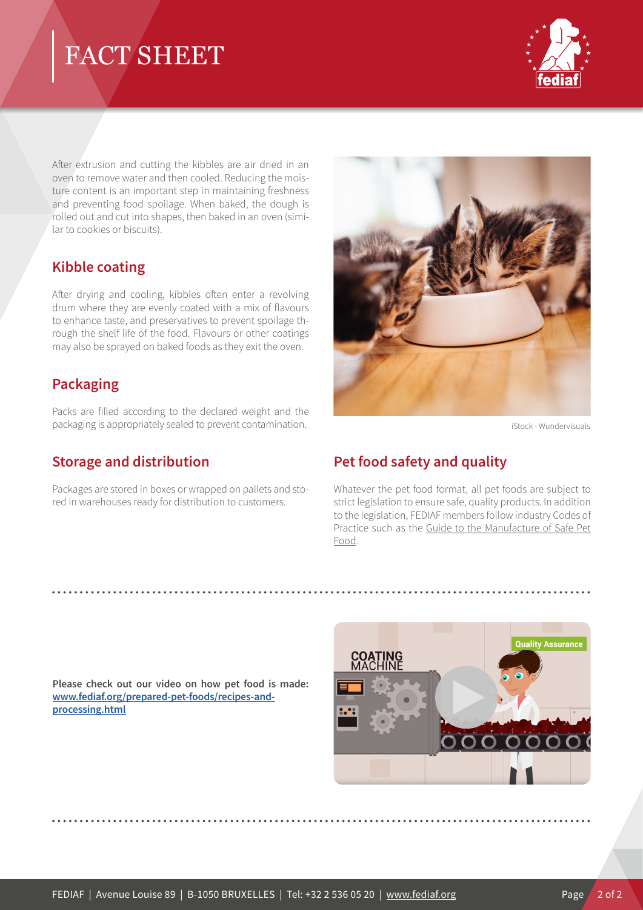After extrusion and cutting the kibbles are air dried in an oven to remove water and then cooled. Reducing the moisture content is an important step in maintaining freshness and preventing food spoilage. When baked, the dough is rolled out and cut into shapes, then baked in an oven (similar to cookies or biscuits).

## Kibble coating

After drying and cooling, kibbles often enter a revolving drum where they are evenly coated with a mix of flavours to enhance taste, and preservatives to prevent spoilage through the shelf life of the food. Flavours or other coatings may also be sprayed on baked foods as they exit the oven.

## Packaging

Packs are filled according to the declared weight and the packaging is appropriately sealed to prevent contamination.

## Storage and distribution

Packages are stored in boxes or wrapped on pallets and stored in warehouses ready for distribution to customers.

iStock - Wundervisuals

## Pet food safety and quality

Whatever the pet food format, all pet foods are subject to strict legislation to ensure safe, quality products. In addition to the legislation, FEDIAF members follow industry Codes of Practice such as the Guide to the Manufacture of Safe Pet Food.

**Please check out our video on how pet food is made: www.fediaf.org/prepared-pet-foods/recipes-and-processing.html**